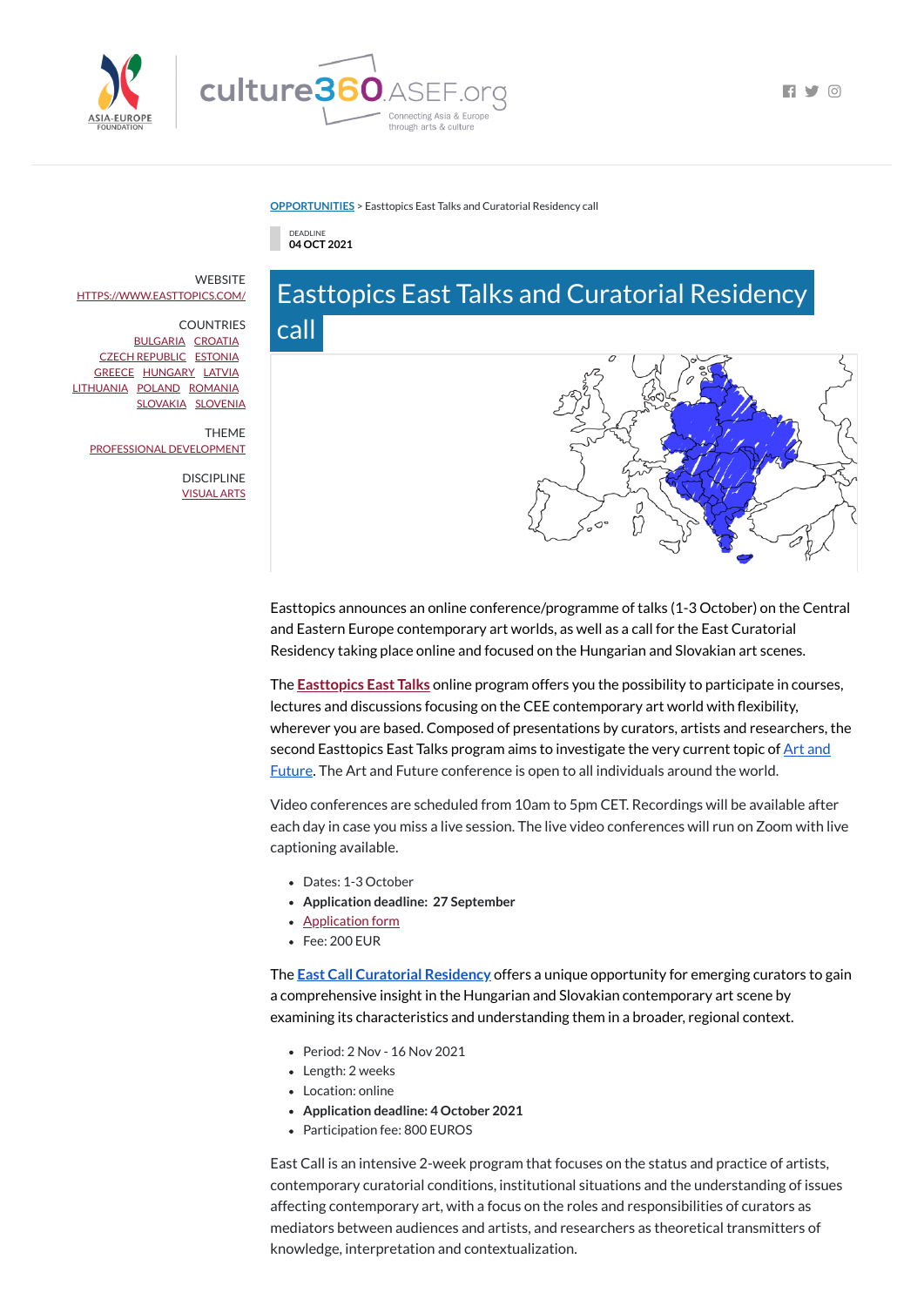OPPORTUNITIES > Easttopics East Talks and Curatorial Residency call

DEADLINE
04 OCT 2021

# Easttopics East Talks and Curatorial Residency call

WEBSITE
HTTPS://WWW.EASTTOPICS.COM/

COUNTRIES
BULGARIA CROATIA CZECH REPUBLIC ESTONIA GREECE HUNGARY LATVIA LITHUANIA POLAND ROMANIA SLOVAKIA SLOVENIA

THEME
PROFESSIONAL DEVELOPMENT

DISCIPLINE
VISUAL ARTS

Easttopics announces an online conference/programme of talks (1-3 October) on the Central and Eastern Europe contemporary art worlds, as well as a call for the East Curatorial Residency taking place online and focused on the Hungarian and Slovakian art scenes.

The **Easttopics East Talks** online program offers you the possibility to participate in courses, lectures and discussions focusing on the CEE contemporary art world with flexibility, wherever you are based. Composed of presentations by curators, artists and researchers, the second Easttopics East Talks program aims to investigate the very current topic of Art and Future. The Art and Future conference is open to all individuals around the world.

Video conferences are scheduled from 10am to 5pm CET. Recordings will be available after each day in case you miss a live session. The live video conferences will run on Zoom with live captioning available.

- Dates: 1-3 October
- **Application deadline: 27 September**
- Application form
- Fee: 200 EUR

The **East Call Curatorial Residency** offers a unique opportunity for emerging curators to gain a comprehensive insight in the Hungarian and Slovakian contemporary art scene by examining its characteristics and understanding them in a broader, regional context.

- Period: 2 Nov - 16 Nov 2021
- Length: 2 weeks
- Location: online
- **Application deadline: 4 October 2021**
- Participation fee: 800 EUROS

East Call is an intensive 2-week program that focuses on the status and practice of artists, contemporary curatorial conditions, institutional situations and the understanding of issues affecting contemporary art, with a focus on the roles and responsibilities of curators as mediators between audiences and artists, and researchers as theoretical transmitters of knowledge, interpretation and contextualization.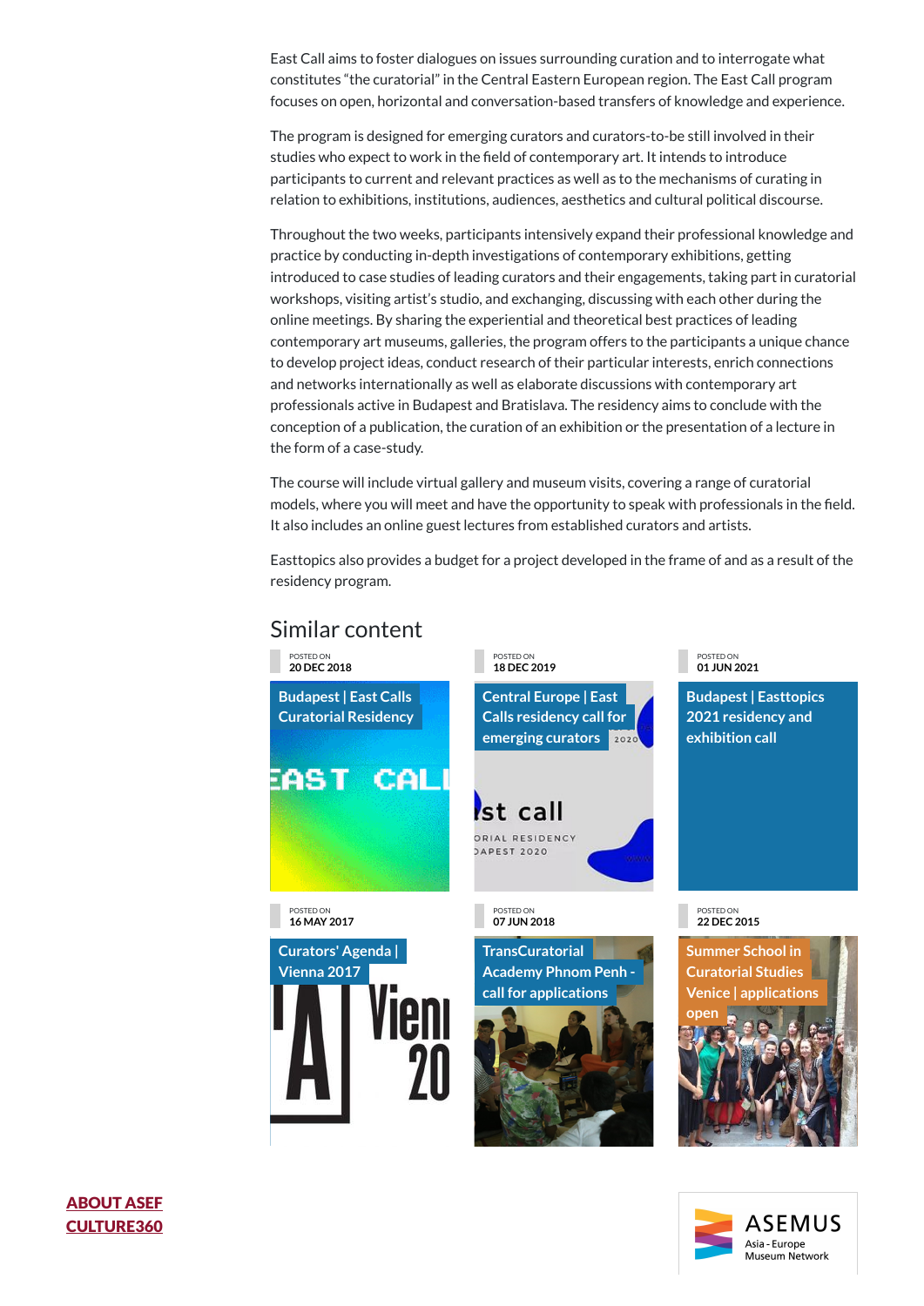East Call aims to foster dialogues on issues surrounding curation and to interrogate what constitutes "the curatorial" in the Central Eastern European region. The East Call program focuses on open, horizontal and conversation-based transfers of knowledge and experience.

The program is designed for emerging curators and curators-to-be still involved in their studies who expect to work in the field of contemporary art. It intends to introduce participants to current and relevant practices as well as to the mechanisms of curating in relation to exhibitions, institutions, audiences, aesthetics and cultural political discourse.

Throughout the two weeks, participants intensively expand their professional knowledge and practice by conducting in-depth investigations of contemporary exhibitions, getting introduced to case studies of leading curators and their engagements, taking part in curatorial workshops, visiting artist's studio, and exchanging, discussing with each other during the online meetings. By sharing the experiential and theoretical best practices of leading contemporary art museums, galleries, the program offers to the participants a unique chance to develop project ideas, conduct research of their particular interests, enrich connections and networks internationally as well as elaborate discussions with contemporary art professionals active in Budapest and Bratislava. The residency aims to conclude with the conception of a publication, the curation of an exhibition or the presentation of a lecture in the form of a case-study.

The course will include virtual gallery and museum visits, covering a range of curatorial models, where you will meet and have the opportunity to speak with professionals in the field. It also includes an online guest lectures from established curators and artists.

Easttopics also provides a budget for a project developed in the frame of and as a result of the residency program.

## Similar content

POSTED ON
20 DEC 2018
**Budapest | East Calls Curatorial Residency**

POSTED ON
18 DEC 2019
**Central Europe | East Calls residency call for emerging curators**

POSTED ON
01 JUN 2021
**Budapest | Easttopics 2021 residency and exhibition call**

POSTED ON
16 MAY 2017
**Curators' Agenda | Vienna 2017**

POSTED ON
07 JUN 2018
**TransCuratorial Academy Phnom Penh - call for applications**

POSTED ON
22 DEC 2015
**Summer School in Curatorial Studies Venice | applications open**

ABOUT ASEF

CULTURE360

ASEMUS
Asia - Europe Museum Network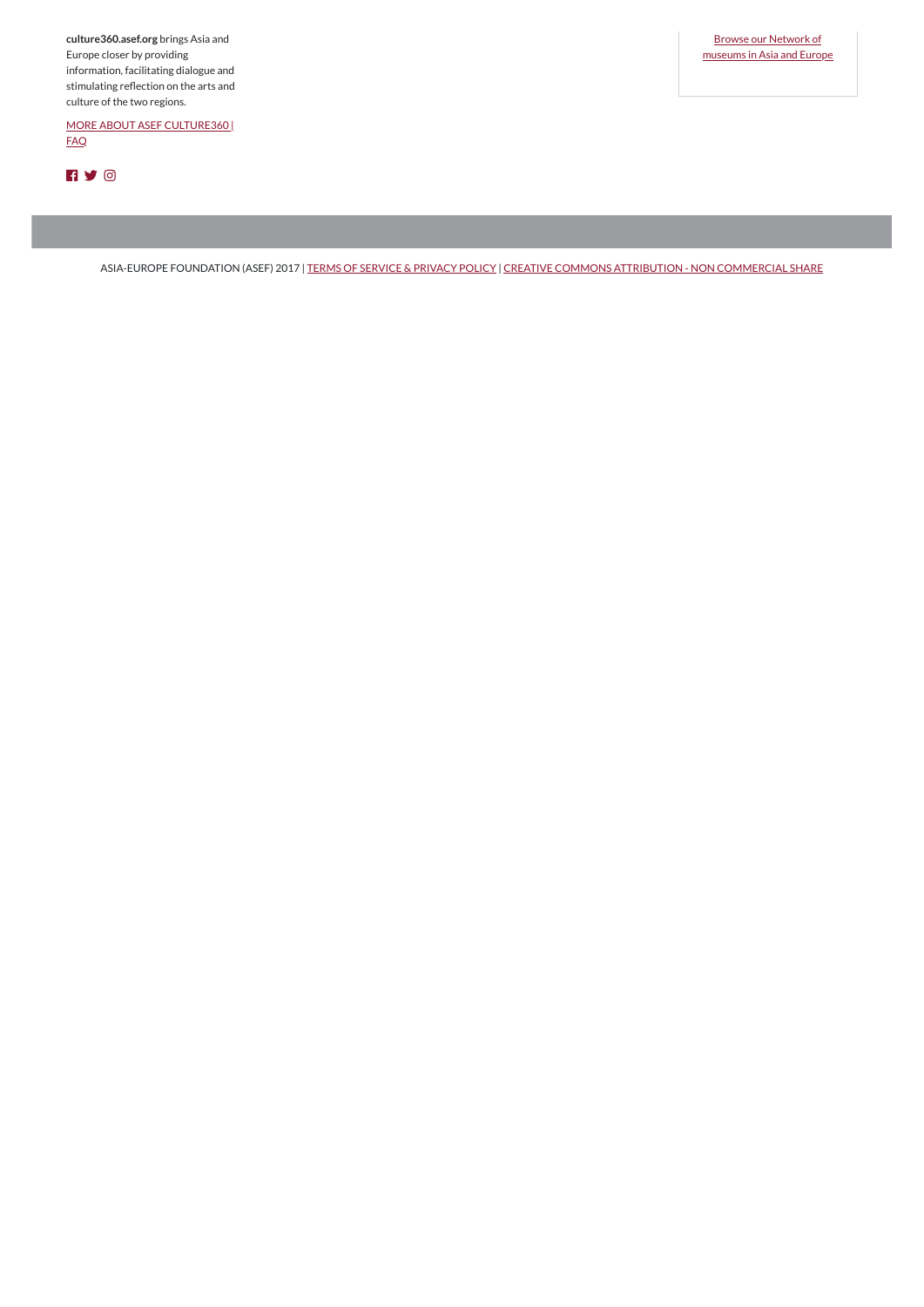**culture360.asef.org** brings Asia and Europe closer by providing information, facilitating dialogue and stimulating reflection on the arts and culture of the two regions.

MORE ABOUT ASEF CULTURE360 | FAQ

Browse our Network of museums in Asia and Europe

ASIA-EUROPE FOUNDATION (ASEF) 2017 | TERMS OF SERVICE & PRIVACY POLICY | CREATIVE COMMONS ATTRIBUTION - NON COMMERCIAL SHARE